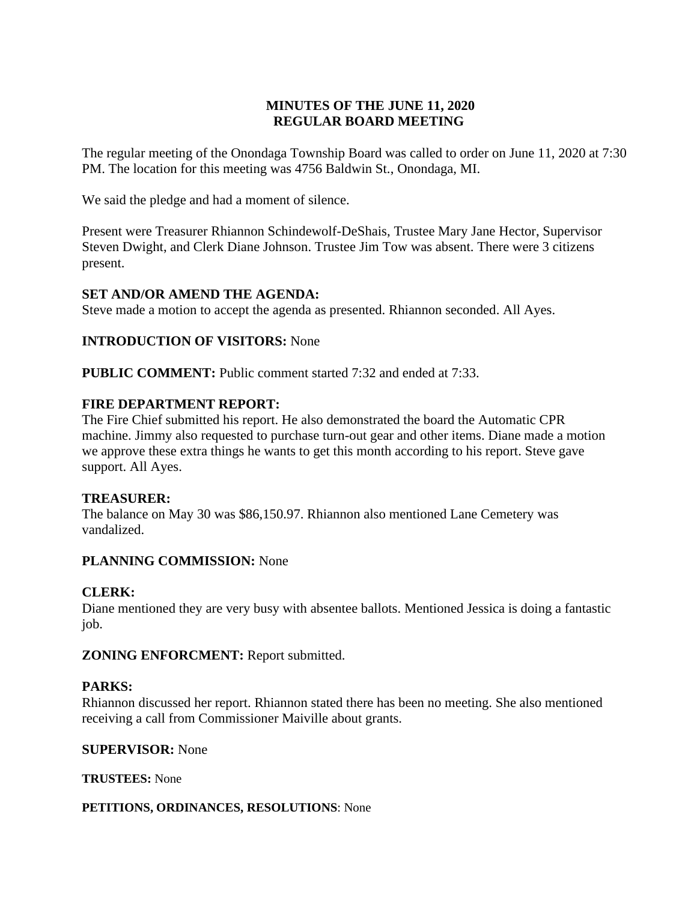# MINUTES OF THE JUNE 11, 2020 REGULAR BOARD MEETING

The regular meeting of the Onondaga Township Board was called to order on June 11, 2020 at 7:30 PM. The location for this meeting was 4756 Baldwin St., Onondaga, MI.

We said the pledge and had a moment of silence.

Present were Treasurer Rhiannon Schindewolf-DeShais, Trustee Mary Jane Hector, Supervisor Steven Dwight, and Clerk Diane Johnson. Trustee Jim Tow was absent. There were 3 citizens present.

**SET AND/OR AMEND THE AGENDA:**
Steve made a motion to accept the agenda as presented. Rhiannon seconded. All Ayes.

**INTRODUCTION OF VISITORS:** None

**PUBLIC COMMENT:** Public comment started 7:32 and ended at 7:33.

**FIRE DEPARTMENT REPORT:**
The Fire Chief submitted his report. He also demonstrated the board the Automatic CPR machine. Jimmy also requested to purchase turn-out gear and other items. Diane made a motion we approve these extra things he wants to get this month according to his report. Steve gave support. All Ayes.

**TREASURER:**
The balance on May 30 was $86,150.97. Rhiannon also mentioned Lane Cemetery was vandalized.

**PLANNING COMMISSION:** None

**CLERK:**
Diane mentioned they are very busy with absentee ballots. Mentioned Jessica is doing a fantastic job.

**ZONING ENFORCMENT:** Report submitted.

**PARKS:**
Rhiannon discussed her report. Rhiannon stated there has been no meeting. She also mentioned receiving a call from Commissioner Maiville about grants.

**SUPERVISOR:** None

**TRUSTEES:** None

**PETITIONS, ORDINANCES, RESOLUTIONS**: None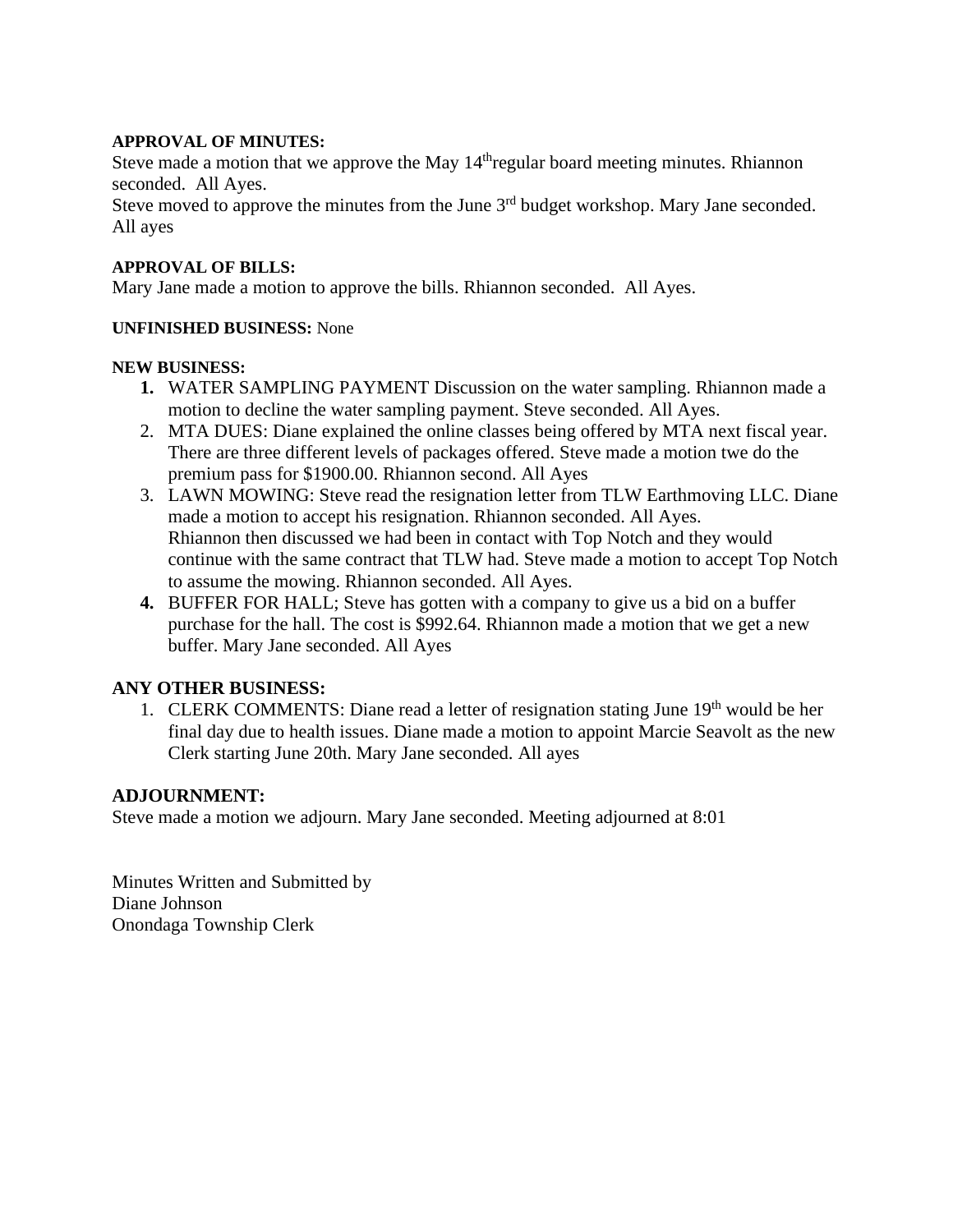**APPROVAL OF MINUTES:**
Steve made a motion that we approve the May 14thregular board meeting minutes. Rhiannon seconded. All Ayes.
Steve moved to approve the minutes from the June 3rd budget workshop. Mary Jane seconded. All ayes

**APPROVAL OF BILLS:**
Mary Jane made a motion to approve the bills. Rhiannon seconded. All Ayes.

**UNFINISHED BUSINESS:** None

**NEW BUSINESS:**

1. WATER SAMPLING PAYMENT Discussion on the water sampling. Rhiannon made a motion to decline the water sampling payment. Steve seconded. All Ayes.
2. MTA DUES: Diane explained the online classes being offered by MTA next fiscal year. There are three different levels of packages offered. Steve made a motion twe do the premium pass for $1900.00. Rhiannon second. All Ayes
3. LAWN MOWING: Steve read the resignation letter from TLW Earthmoving LLC. Diane made a motion to accept his resignation. Rhiannon seconded. All Ayes.
   Rhiannon then discussed we had been in contact with Top Notch and they would continue with the same contract that TLW had. Steve made a motion to accept Top Notch to assume the mowing. Rhiannon seconded. All Ayes.
4. BUFFER FOR HALL; Steve has gotten with a company to give us a bid on a buffer purchase for the hall. The cost is $992.64. Rhiannon made a motion that we get a new buffer. Mary Jane seconded. All Ayes

**ANY OTHER BUSINESS:**

1. CLERK COMMENTS: Diane read a letter of resignation stating June 19th would be her final day due to health issues. Diane made a motion to appoint Marcie Seavolt as the new Clerk starting June 20th. Mary Jane seconded. All ayes

**ADJOURNMENT:**
Steve made a motion we adjourn. Mary Jane seconded. Meeting adjourned at 8:01

Minutes Written and Submitted by
Diane Johnson
Onondaga Township Clerk